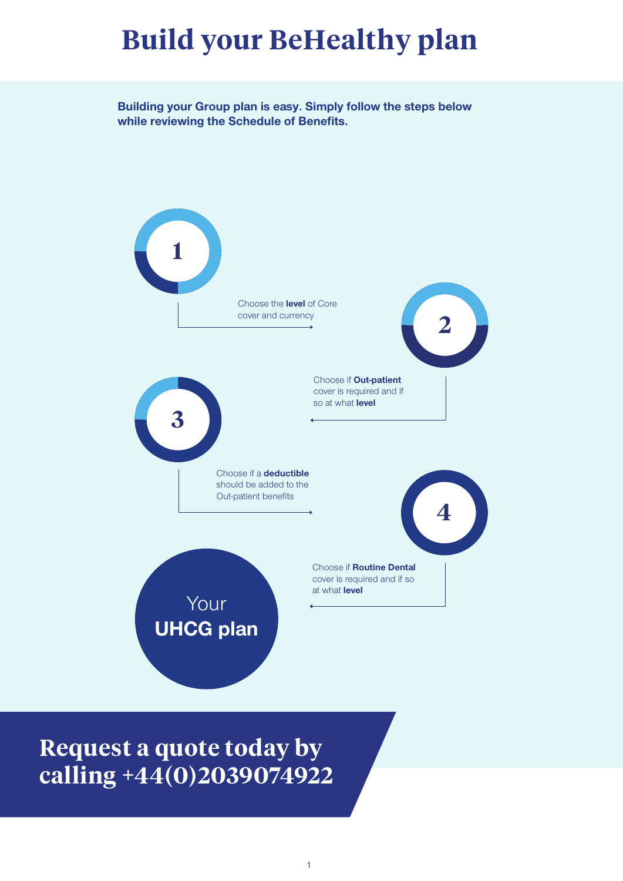# Build your BeHealthy plan

**Building your Group plan is easy. Simply follow the steps below while reviewing the Schedule of Benefits.**

1. Choose the **level** of Core cover and currency
2. Choose if **Out-patient** cover is required and if so at what **level**
3. Choose if a **deductible** should be added to the Out-patient benefits
4. Choose if **Routine Dental** cover is required and if so at what **level**

Your **UHCG plan**

## Request a quote today by calling +44(0)2039074922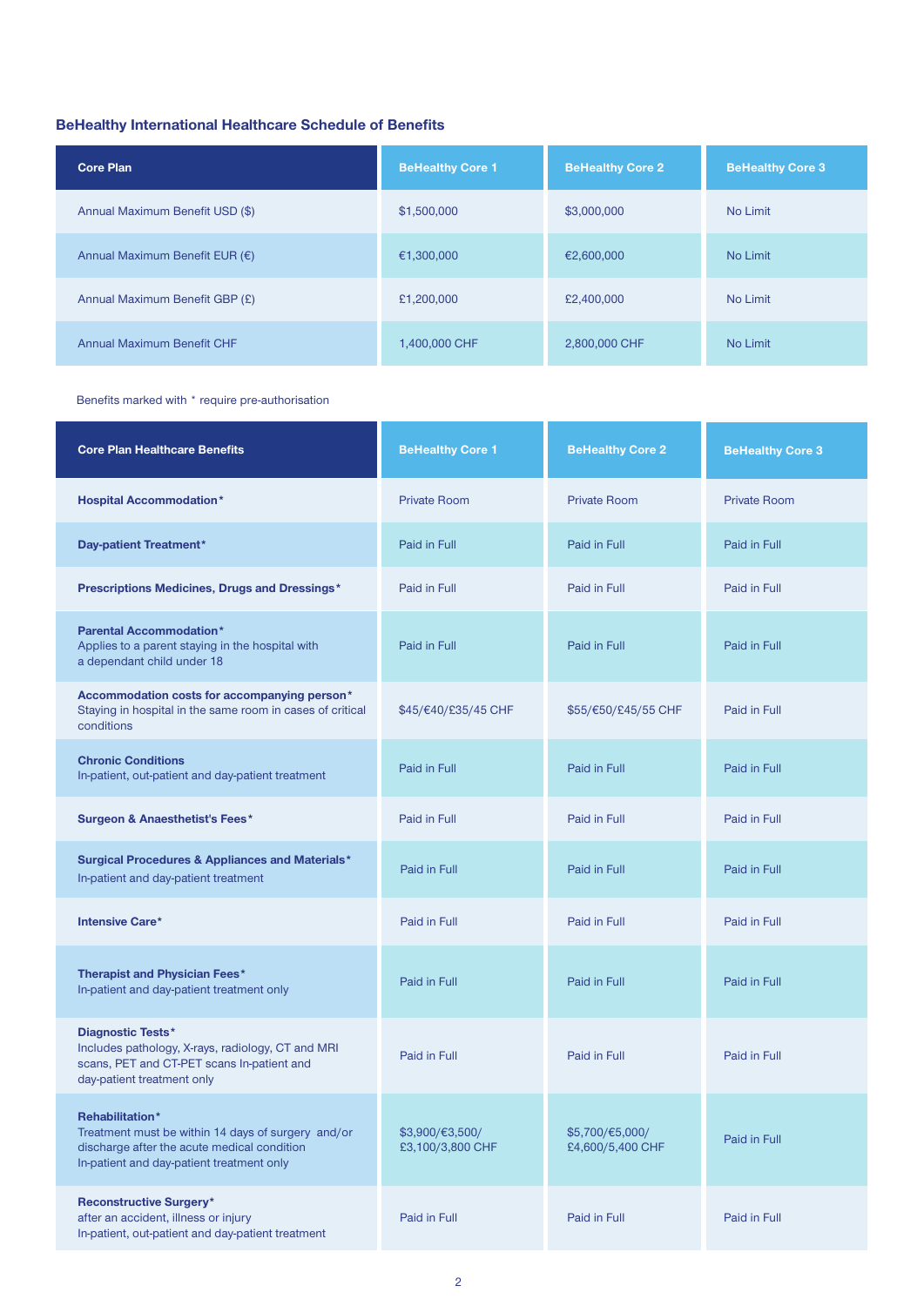## BeHealthy International Healthcare Schedule of Benefits

| Core Plan | BeHealthy Core 1 | BeHealthy Core 2 | BeHealthy Core 3 |
|---|---|---|---|
| Annual Maximum Benefit USD ($) | $1,500,000 | $3,000,000 | No Limit |
| Annual Maximum Benefit EUR (€) | €1,300,000 | €2,600,000 | No Limit |
| Annual Maximum Benefit GBP (£) | £1,200,000 | £2,400,000 | No Limit |
| Annual Maximum Benefit CHF | 1,400,000 CHF | 2,800,000 CHF | No Limit |

Benefits marked with * require pre-authorisation

| Core Plan Healthcare Benefits | BeHealthy Core 1 | BeHealthy Core 2 | BeHealthy Core 3 |
|---|---|---|---|
| **Hospital Accommodation*** | Private Room | Private Room | Private Room |
| **Day-patient Treatment*** | Paid in Full | Paid in Full | Paid in Full |
| **Prescriptions Medicines, Drugs and Dressings*** | Paid in Full | Paid in Full | Paid in Full |
| **Parental Accommodation*** Applies to a parent staying in the hospital with a dependant child under 18 | Paid in Full | Paid in Full | Paid in Full |
| **Accommodation costs for accompanying person*** Staying in hospital in the same room in cases of critical conditions | $45/€40/£35/45 CHF | $55/€50/£45/55 CHF | Paid in Full |
| **Chronic Conditions** In-patient, out-patient and day-patient treatment | Paid in Full | Paid in Full | Paid in Full |
| **Surgeon & Anaesthetist's Fees*** | Paid in Full | Paid in Full | Paid in Full |
| **Surgical Procedures & Appliances and Materials*** In-patient and day-patient treatment | Paid in Full | Paid in Full | Paid in Full |
| **Intensive Care*** | Paid in Full | Paid in Full | Paid in Full |
| **Therapist and Physician Fees*** In-patient and day-patient treatment only | Paid in Full | Paid in Full | Paid in Full |
| **Diagnostic Tests*** Includes pathology, X-rays, radiology, CT and MRI scans, PET and CT-PET scans In-patient and day-patient treatment only | Paid in Full | Paid in Full | Paid in Full |
| **Rehabilitation*** Treatment must be within 14 days of surgery and/or discharge after the acute medical condition In-patient and day-patient treatment only | $3,900/€3,500/ £3,100/3,800 CHF | $5,700/€5,000/ £4,600/5,400 CHF | Paid in Full |
| **Reconstructive Surgery*** after an accident, illness or injury In-patient, out-patient and day-patient treatment | Paid in Full | Paid in Full | Paid in Full |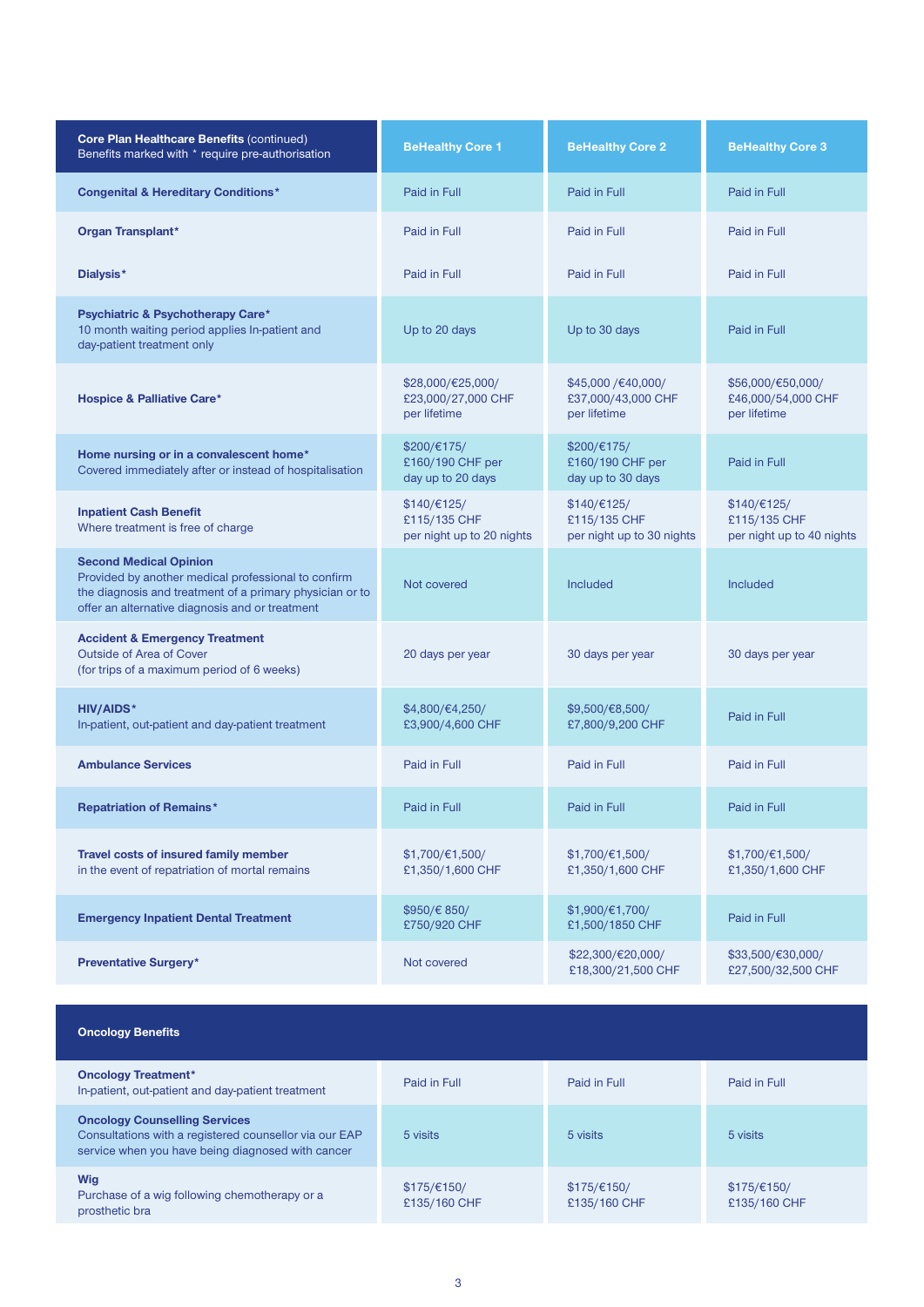| **Core Plan Healthcare Benefits** (continued)<br>Benefits marked with * require pre-authorisation | BeHealthy Core 1 | BeHealthy Core 2 | BeHealthy Core 3 |
|---|---|---|---|
| **Congenital & Hereditary Conditions*** | Paid in Full | Paid in Full | Paid in Full |
| **Organ Transplant*** | Paid in Full | Paid in Full | Paid in Full |
| **Dialysis*** | Paid in Full | Paid in Full | Paid in Full |
| **Psychiatric & Psychotherapy Care***<br>10 month waiting period applies In-patient and day-patient treatment only | Up to 20 days | Up to 30 days | Paid in Full |
| **Hospice & Palliative Care*** | $28,000/€25,000/ £23,000/27,000 CHF per lifetime | $45,000 /€40,000/ £37,000/43,000 CHF per lifetime | $56,000/€50,000/ £46,000/54,000 CHF per lifetime |
| **Home nursing or in a convalescent home***<br>Covered immediately after or instead of hospitalisation | $200/€175/ £160/190 CHF per day up to 20 days | $200/€175/ £160/190 CHF per day up to 30 days | Paid in Full |
| **Inpatient Cash Benefit**<br>Where treatment is free of charge | $140/€125/ £115/135 CHF per night up to 20 nights | $140/€125/ £115/135 CHF per night up to 30 nights | $140/€125/ £115/135 CHF per night up to 40 nights |
| **Second Medical Opinion**<br>Provided by another medical professional to confirm the diagnosis and treatment of a primary physician or to offer an alternative diagnosis and or treatment | Not covered | Included | Included |
| **Accident & Emergency Treatment**<br>Outside of Area of Cover<br>(for trips of a maximum period of 6 weeks) | 20 days per year | 30 days per year | 30 days per year |
| **HIV/AIDS***<br>In-patient, out-patient and day-patient treatment | $4,800/€4,250/ £3,900/4,600 CHF | $9,500/€8,500/ £7,800/9,200 CHF | Paid in Full |
| **Ambulance Services** | Paid in Full | Paid in Full | Paid in Full |
| **Repatriation of Remains*** | Paid in Full | Paid in Full | Paid in Full |
| **Travel costs of insured family member**<br>in the event of repatriation of mortal remains | $1,700/€1,500/ £1,350/1,600 CHF | $1,700/€1,500/ £1,350/1,600 CHF | $1,700/€1,500/ £1,350/1,600 CHF |
| **Emergency Inpatient Dental Treatment** | $950/€ 850/ £750/920 CHF | $1,900/€1,700/ £1,500/1850 CHF | Paid in Full |
| **Preventative Surgery*** | Not covered | $22,300/€20,000/ £18,300/21,500 CHF | $33,500/€30,000/ £27,500/32,500 CHF |

| **Oncology Benefits** | | | |
|---|---|---|---|
| **Oncology Treatment***<br>In-patient, out-patient and day-patient treatment | Paid in Full | Paid in Full | Paid in Full |
| **Oncology Counselling Services**<br>Consultations with a registered counsellor via our EAP service when you have being diagnosed with cancer | 5 visits | 5 visits | 5 visits |
| **Wig**<br>Purchase of a wig following chemotherapy or a prosthetic bra | $175/€150/ £135/160 CHF | $175/€150/ £135/160 CHF | $175/€150/ £135/160 CHF |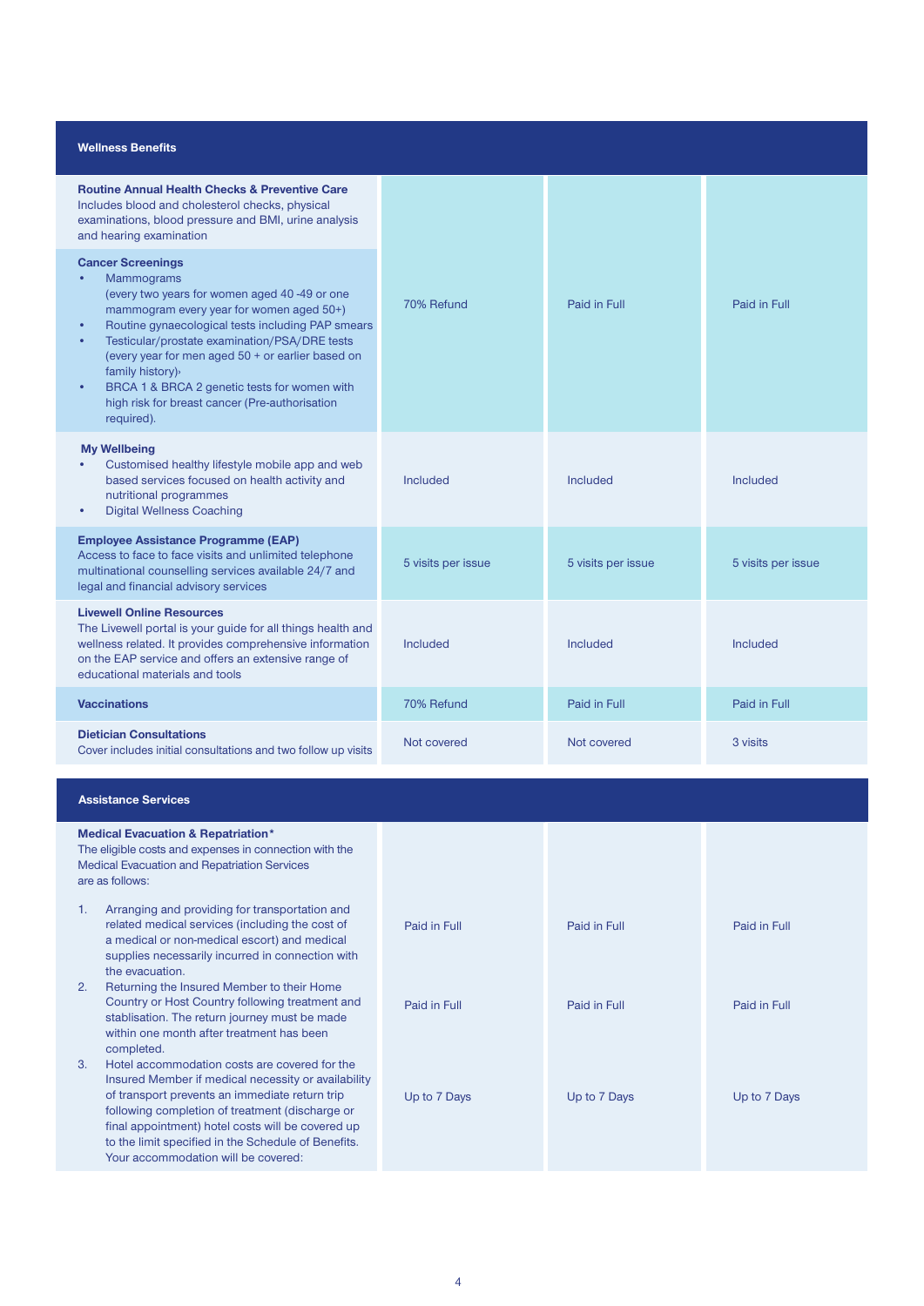| Wellness Benefits | | | |
|---|---|---|---|
| **Routine Annual Health Checks & Preventive Care**<br>Includes blood and cholesterol checks, physical examinations, blood pressure and BMI, urine analysis and hearing examination<br><br>**Cancer Screenings**<br>• Mammograms (every two years for women aged 40 -49 or one mammogram every year for women aged 50+)<br>• Routine gynaecological tests including PAP smears<br>• Testicular/prostate examination/PSA/DRE tests (every year for men aged 50 + or earlier based on family history)›<br>• BRCA 1 & BRCA 2 genetic tests for women with high risk for breast cancer (Pre-authorisation required). | 70% Refund | Paid in Full | Paid in Full |
| **My Wellbeing**<br>• Customised healthy lifestyle mobile app and web based services focused on health activity and nutritional programmes<br>• Digital Wellness Coaching | Included | Included | Included |
| **Employee Assistance Programme (EAP)**<br>Access to face to face visits and unlimited telephone multinational counselling services available 24/7 and legal and financial advisory services | 5 visits per issue | 5 visits per issue | 5 visits per issue |
| **Livewell Online Resources**<br>The Livewell portal is your guide for all things health and wellness related. It provides comprehensive information on the EAP service and offers an extensive range of educational materials and tools | Included | Included | Included |
| **Vaccinations** | 70% Refund | Paid in Full | Paid in Full |
| **Dietician Consultations**<br>Cover includes initial consultations and two follow up visits | Not covered | Not covered | 3 visits |

| Assistance Services | | | |
|---|---|---|---|
| **Medical Evacuation & Repatriation***<br>The eligible costs and expenses in connection with the Medical Evacuation and Repatriation Services are as follows: | | | |
| 1. Arranging and providing for transportation and related medical services (including the cost of a medical or non-medical escort) and medical supplies necessarily incurred in connection with the evacuation. | Paid in Full | Paid in Full | Paid in Full |
| 2. Returning the Insured Member to their Home Country or Host Country following treatment and stablisation. The return journey must be made within one month after treatment has been completed. | Paid in Full | Paid in Full | Paid in Full |
| 3. Hotel accommodation costs are covered for the Insured Member if medical necessity or availability of transport prevents an immediate return trip following completion of treatment (discharge or final appointment) hotel costs will be covered up to the limit specified in the Schedule of Benefits. Your accommodation will be covered: | Up to 7 Days | Up to 7 Days | Up to 7 Days |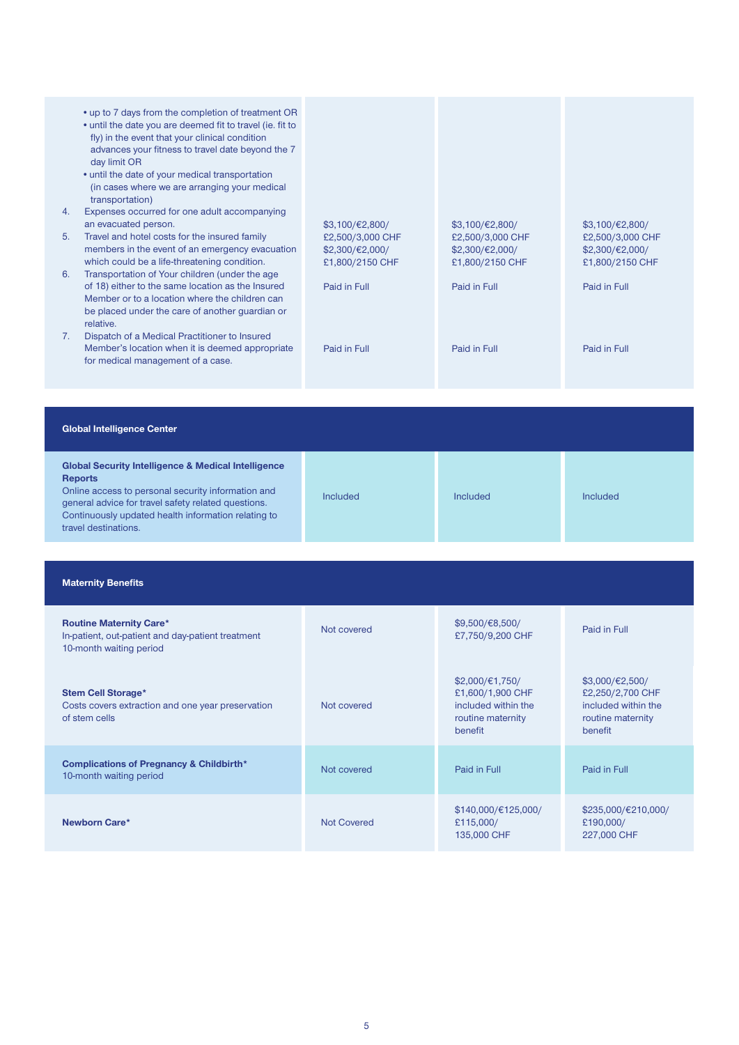| | | | |
|---|---|---|---|
| • up to 7 days from the completion of treatment OR<br>• until the date you are deemed fit to travel (ie. fit to fly) in the event that your clinical condition advances your fitness to travel date beyond the 7 day limit OR<br>• until the date of your medical transportation (in cases where we are arranging your medical transportation)<br>4. Expenses occurred for one adult accompanying an evacuated person.<br>5. Travel and hotel costs for the insured family members in the event of an emergency evacuation which could be a life-threatening condition.<br>6. Transportation of Your children (under the age of 18) either to the same location as the Insured Member or to a location where the children can be placed under the care of another guardian or relative.<br>7. Dispatch of a Medical Practitioner to Insured Member's location when it is deemed appropriate for medical management of a case. | $3,100/€2,800/ £2,500/3,000 CHF<br>$2,300/€2,000/ £1,800/2150 CHF<br><br>Paid in Full<br><br>Paid in Full | $3,100/€2,800/ £2,500/3,000 CHF<br>$2,300/€2,000/ £1,800/2150 CHF<br><br>Paid in Full<br><br>Paid in Full | $3,100/€2,800/ £2,500/3,000 CHF<br>$2,300/€2,000/ £1,800/2150 CHF<br><br>Paid in Full<br><br>Paid in Full |

| **Global Intelligence Center** | | | |
|---|---|---|---|
| **Global Security Intelligence & Medical Intelligence Reports**<br>Online access to personal security information and general advice for travel safety related questions. Continuously updated health information relating to travel destinations. | Included | Included | Included |

| **Maternity Benefits** | | | |
|---|---|---|---|
| **Routine Maternity Care***<br>In-patient, out-patient and day-patient treatment<br>10-month waiting period | Not covered | $9,500/€8,500/ £7,750/9,200 CHF | Paid in Full |
| **Stem Cell Storage***<br>Costs covers extraction and one year preservation of stem cells | Not covered | $2,000/€1,750/ £1,600/1,900 CHF included within the routine maternity benefit | $3,000/€2,500/ £2,250/2,700 CHF included within the routine maternity benefit |
| **Complications of Pregnancy & Childbirth***<br>10-month waiting period | Not covered | Paid in Full | Paid in Full |
| **Newborn Care*** | Not Covered | $140,000/€125,000/ £115,000/ 135,000 CHF | $235,000/€210,000/ £190,000/ 227,000 CHF |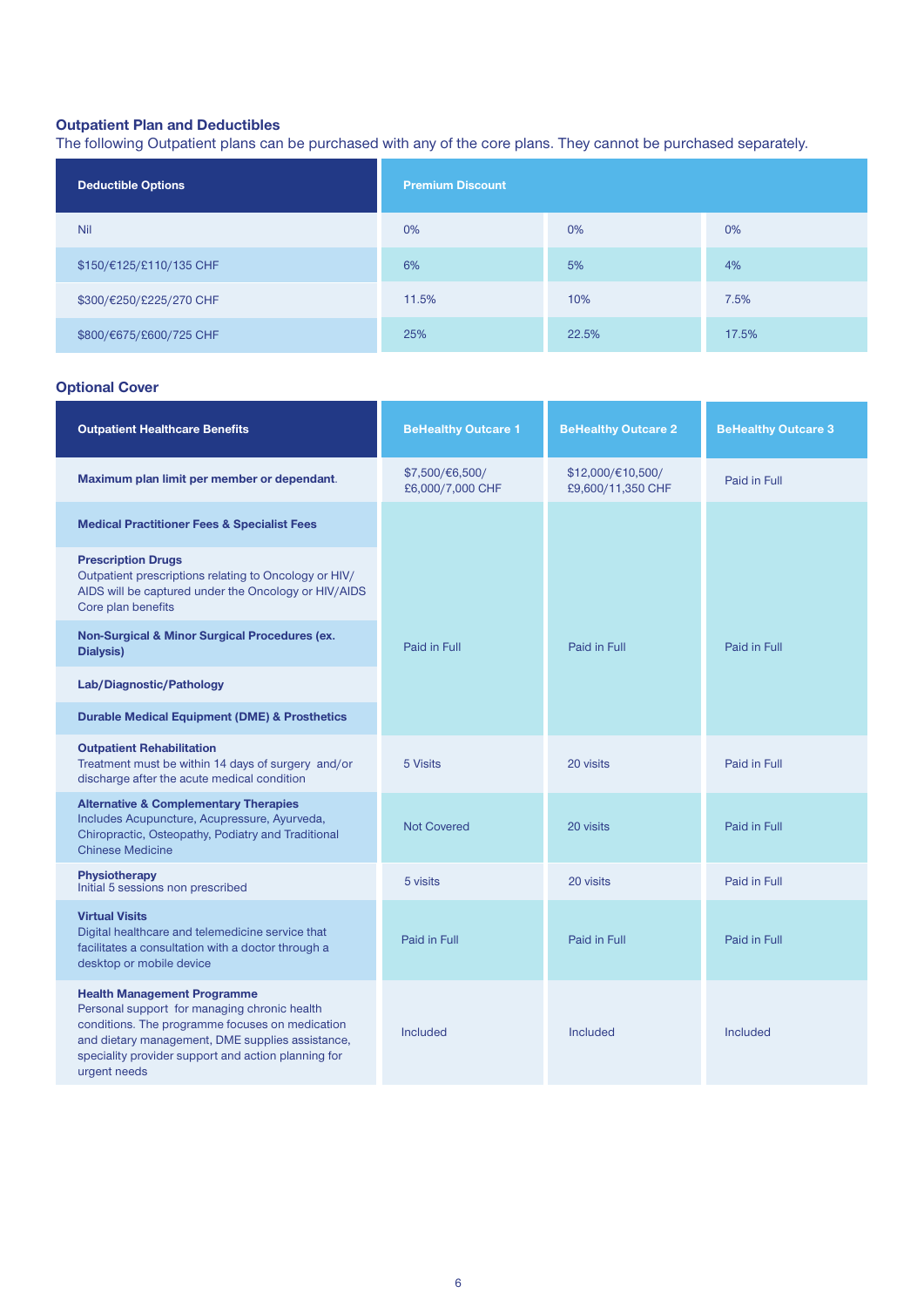### Outpatient Plan and Deductibles

The following Outpatient plans can be purchased with any of the core plans. They cannot be purchased separately.

| Deductible Options | Premium Discount | | |
|---|---|---|---|
| Nil | 0% | 0% | 0% |
| $150/€125/£110/135 CHF | 6% | 5% | 4% |
| $300/€250/£225/270 CHF | 11.5% | 10% | 7.5% |
| $800/€675/£600/725 CHF | 25% | 22.5% | 17.5% |

### Optional Cover

| Outpatient Healthcare Benefits | BeHealthy Outcare 1 | BeHealthy Outcare 2 | BeHealthy Outcare 3 |
|---|---|---|---|
| **Maximum plan limit per member or dependant**. | $7,500/€6,500/ £6,000/7,000 CHF | $12,000/€10,500/ £9,600/11,350 CHF | Paid in Full |
| **Medical Practitioner Fees & Specialist Fees** | Paid in Full | Paid in Full | Paid in Full |
| **Prescription Drugs** Outpatient prescriptions relating to Oncology or HIV/ AIDS will be captured under the Oncology or HIV/AIDS Core plan benefits | Paid in Full | Paid in Full | Paid in Full |
| **Non-Surgical & Minor Surgical Procedures (ex. Dialysis)** | Paid in Full | Paid in Full | Paid in Full |
| **Lab/Diagnostic/Pathology** | Paid in Full | Paid in Full | Paid in Full |
| **Durable Medical Equipment (DME) & Prosthetics** | Paid in Full | Paid in Full | Paid in Full |
| **Outpatient Rehabilitation** Treatment must be within 14 days of surgery and/or discharge after the acute medical condition | 5 Visits | 20 visits | Paid in Full |
| **Alternative & Complementary Therapies** Includes Acupuncture, Acupressure, Ayurveda, Chiropractic, Osteopathy, Podiatry and Traditional Chinese Medicine | Not Covered | 20 visits | Paid in Full |
| **Physiotherapy** Initial 5 sessions non prescribed | 5 visits | 20 visits | Paid in Full |
| **Virtual Visits** Digital healthcare and telemedicine service that facilitates a consultation with a doctor through a desktop or mobile device | Paid in Full | Paid in Full | Paid in Full |
| **Health Management Programme** Personal support for managing chronic health conditions. The programme focuses on medication and dietary management, DME supplies assistance, speciality provider support and action planning for urgent needs | Included | Included | Included |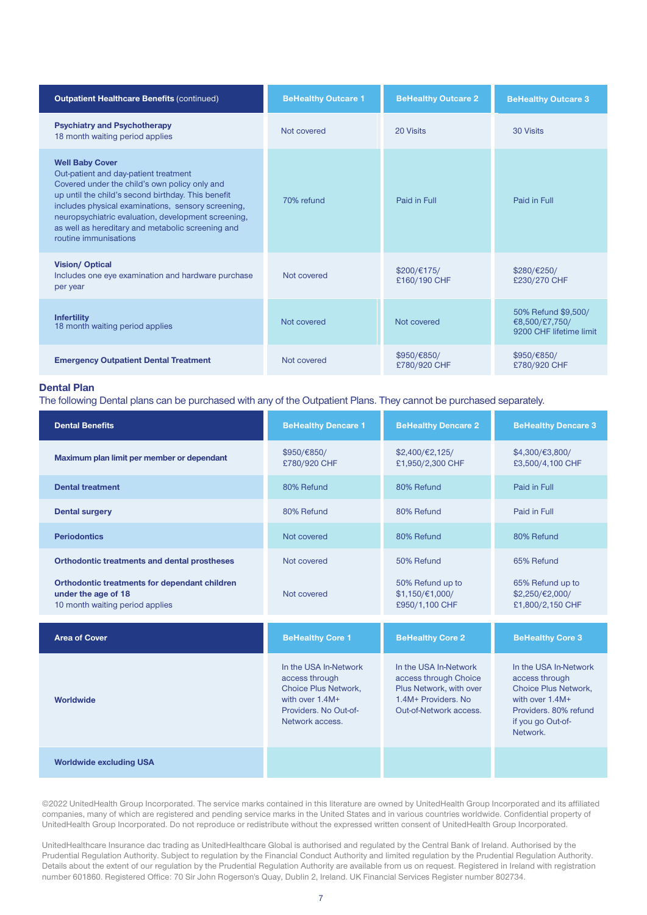| **Outpatient Healthcare Benefits** (continued) | BeHealthy Outcare 1 | BeHealthy Outcare 2 | BeHealthy Outcare 3 |
|---|---|---|---|
| **Psychiatry and Psychotherapy**<br>18 month waiting period applies | Not covered | 20 Visits | 30 Visits |
| **Well Baby Cover**<br>Out-patient and day-patient treatment<br>Covered under the child's own policy only and up until the child's second birthday. This benefit includes physical examinations, sensory screening, neuropsychiatric evaluation, development screening, as well as hereditary and metabolic screening and routine immunisations | 70% refund | Paid in Full | Paid in Full |
| **Vision/ Optical**<br>Includes one eye examination and hardware purchase per year | Not covered | $200/€175/ £160/190 CHF | $280/€250/ £230/270 CHF |
| **Infertility**<br>18 month waiting period applies | Not covered | Not covered | 50% Refund $9,500/ €8,500/£7,750/ 9200 CHF lifetime limit |
| **Emergency Outpatient Dental Treatment** | Not covered | $950/€850/ £780/920 CHF | $950/€850/ £780/920 CHF |

## Dental Plan

The following Dental plans can be purchased with any of the Outpatient Plans. They cannot be purchased separately.

| **Dental Benefits** | BeHealthy Dencare 1 | BeHealthy Dencare 2 | BeHealthy Dencare 3 |
|---|---|---|---|
| **Maximum plan limit per member or dependant** | $950/€850/ £780/920 CHF | $2,400/€2,125/ £1,950/2,300 CHF | $4,300/€3,800/ £3,500/4,100 CHF |
| **Dental treatment** | 80% Refund | 80% Refund | Paid in Full |
| **Dental surgery** | 80% Refund | 80% Refund | Paid in Full |
| **Periodontics** | Not covered | 80% Refund | 80% Refund |
| **Orthodontic treatments and dental prostheses** | Not covered | 50% Refund | 65% Refund |
| **Orthodontic treatments for dependant children under the age of 18**<br>10 month waiting period applies | Not covered | 50% Refund up to $1,150/€1,000/ £950/1,100 CHF | 65% Refund up to $2,250/€2,000/ £1,800/2,150 CHF |

| **Area of Cover** | BeHealthy Core 1 | BeHealthy Core 2 | BeHealthy Core 3 |
|---|---|---|---|
| **Worldwide** | In the USA In-Network access through Choice Plus Network, with over 1.4M+ Providers. No Out-of-Network access. | In the USA In-Network access through Choice Plus Network, with over 1.4M+ Providers. No Out-of-Network access. | In the USA In-Network access through Choice Plus Network, with over 1.4M+ Providers. 80% refund if you go Out-of-Network. |
| **Worldwide excluding USA** | | | |

©2022 UnitedHealth Group Incorporated. The service marks contained in this literature are owned by UnitedHealth Group Incorporated and its affiliated companies, many of which are registered and pending service marks in the United States and in various countries worldwide. Confidential property of UnitedHealth Group Incorporated. Do not reproduce or redistribute without the expressed written consent of UnitedHealth Group Incorporated.

UnitedHealthcare Insurance dac trading as UnitedHealthcare Global is authorised and regulated by the Central Bank of Ireland. Authorised by the Prudential Regulation Authority. Subject to regulation by the Financial Conduct Authority and limited regulation by the Prudential Regulation Authority. Details about the extent of our regulation by the Prudential Regulation Authority are available from us on request. Registered in Ireland with registration number 601860. Registered Office: 70 Sir John Rogerson's Quay, Dublin 2, Ireland. UK Financial Services Register number 802734.